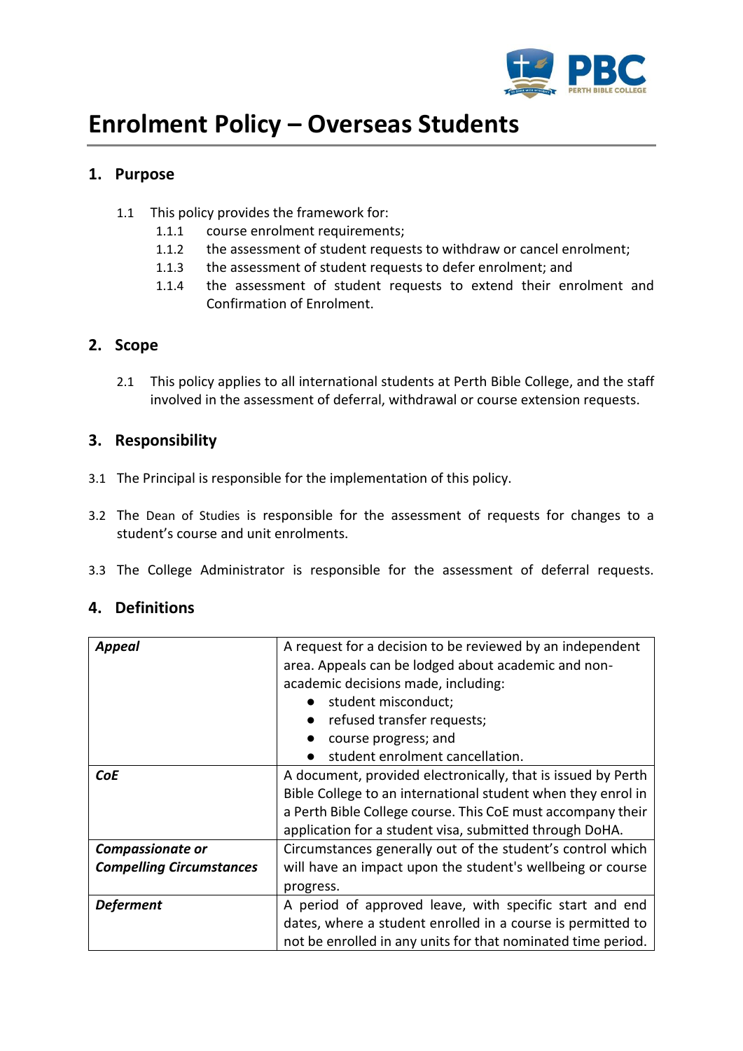# Enrolment Policy – Overseas Students

## 1. Purpose

1.1 This policy provides the framework for:

- 1.1.1 course enrolment requirements;
- 1.1.2 the assessment of student requests to withdraw or cancel enrolment;
- 1.1.3 the assessment of student requests to defer enrolment; and
- 1.1.4 the assessment of student requests to extend their enrolment and Confirmation of Enrolment.

## 2. Scope

2.1 This policy applies to all international students at Perth Bible College, and the staff involved in the assessment of deferral, withdrawal or course extension requests.

## 3. Responsibility

3.1 The Principal is responsible for the implementation of this policy.

3.2 The Dean of Studies is responsible for the assessment of requests for changes to a student's course and unit enrolments.

3.3 The College Administrator is responsible for the assessment of deferral requests.

## 4. Definitions

| | |
|---|---|
| ***Appeal*** | A request for a decision to be reviewed by an independent area. Appeals can be lodged about academic and non-academic decisions made, including: <br>● student misconduct; <br>● refused transfer requests; <br>● course progress; and <br>● student enrolment cancellation. |
| ***CoE*** | A document, provided electronically, that is issued by Perth Bible College to an international student when they enrol in a Perth Bible College course. This CoE must accompany their application for a student visa, submitted through DoHA. |
| ***Compassionate or Compelling Circumstances*** | Circumstances generally out of the student's control which will have an impact upon the student's wellbeing or course progress. |
| ***Deferment*** | A period of approved leave, with specific start and end dates, where a student enrolled in a course is permitted to not be enrolled in any units for that nominated time period. |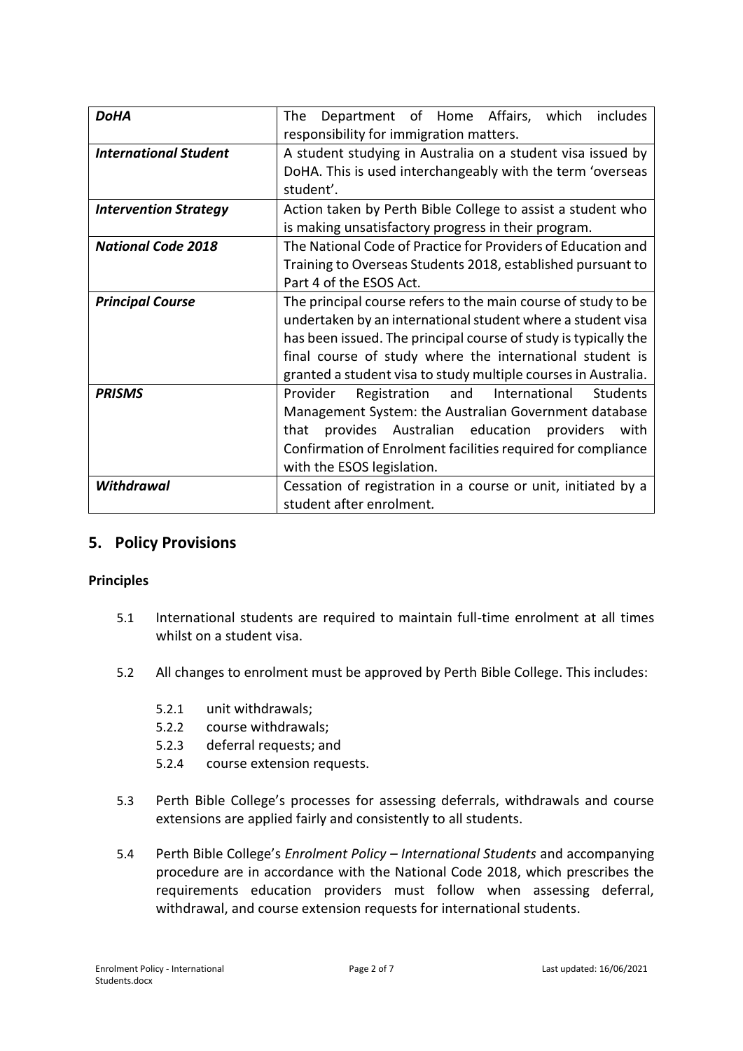| | |
|---|---|
| ***DoHA*** | The Department of Home Affairs, which includes responsibility for immigration matters. |
| ***International Student*** | A student studying in Australia on a student visa issued by DoHA. This is used interchangeably with the term 'overseas student'. |
| ***Intervention Strategy*** | Action taken by Perth Bible College to assist a student who is making unsatisfactory progress in their program. |
| ***National Code 2018*** | The National Code of Practice for Providers of Education and Training to Overseas Students 2018, established pursuant to Part 4 of the ESOS Act. |
| ***Principal Course*** | The principal course refers to the main course of study to be undertaken by an international student where a student visa has been issued. The principal course of study is typically the final course of study where the international student is granted a student visa to study multiple courses in Australia. |
| ***PRISMS*** | Provider Registration and International Students Management System: the Australian Government database that provides Australian education providers with Confirmation of Enrolment facilities required for compliance with the ESOS legislation. |
| ***Withdrawal*** | Cessation of registration in a course or unit, initiated by a student after enrolment. |

## 5. Policy Provisions

**Principles**

5.1 International students are required to maintain full-time enrolment at all times whilst on a student visa.

5.2 All changes to enrolment must be approved by Perth Bible College. This includes:

- 5.2.1 unit withdrawals;
- 5.2.2 course withdrawals;
- 5.2.3 deferral requests; and
- 5.2.4 course extension requests.

5.3 Perth Bible College's processes for assessing deferrals, withdrawals and course extensions are applied fairly and consistently to all students.

5.4 Perth Bible College's *Enrolment Policy – International Students* and accompanying procedure are in accordance with the National Code 2018, which prescribes the requirements education providers must follow when assessing deferral, withdrawal, and course extension requests for international students.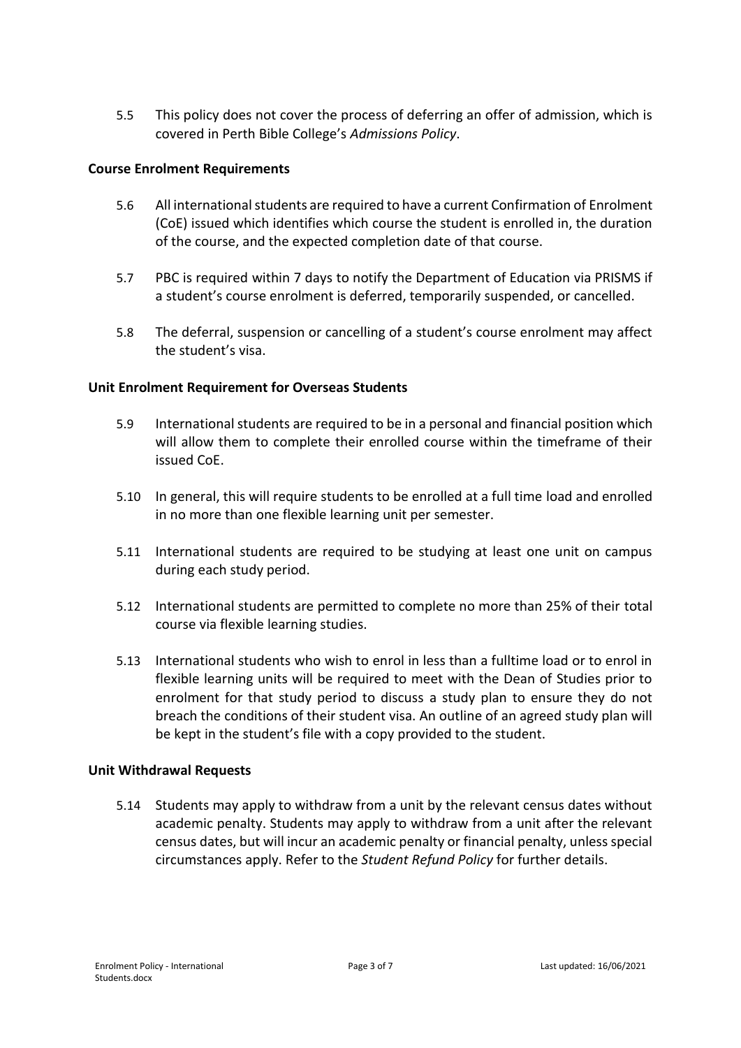5.5 This policy does not cover the process of deferring an offer of admission, which is covered in Perth Bible College's *Admissions Policy*.

**Course Enrolment Requirements**

5.6 All international students are required to have a current Confirmation of Enrolment (CoE) issued which identifies which course the student is enrolled in, the duration of the course, and the expected completion date of that course.

5.7 PBC is required within 7 days to notify the Department of Education via PRISMS if a student's course enrolment is deferred, temporarily suspended, or cancelled.

5.8 The deferral, suspension or cancelling of a student's course enrolment may affect the student's visa.

**Unit Enrolment Requirement for Overseas Students**

5.9 International students are required to be in a personal and financial position which will allow them to complete their enrolled course within the timeframe of their issued CoE.

5.10 In general, this will require students to be enrolled at a full time load and enrolled in no more than one flexible learning unit per semester.

5.11 International students are required to be studying at least one unit on campus during each study period.

5.12 International students are permitted to complete no more than 25% of their total course via flexible learning studies.

5.13 International students who wish to enrol in less than a fulltime load or to enrol in flexible learning units will be required to meet with the Dean of Studies prior to enrolment for that study period to discuss a study plan to ensure they do not breach the conditions of their student visa. An outline of an agreed study plan will be kept in the student's file with a copy provided to the student.

**Unit Withdrawal Requests**

5.14 Students may apply to withdraw from a unit by the relevant census dates without academic penalty. Students may apply to withdraw from a unit after the relevant census dates, but will incur an academic penalty or financial penalty, unless special circumstances apply. Refer to the *Student Refund Policy* for further details.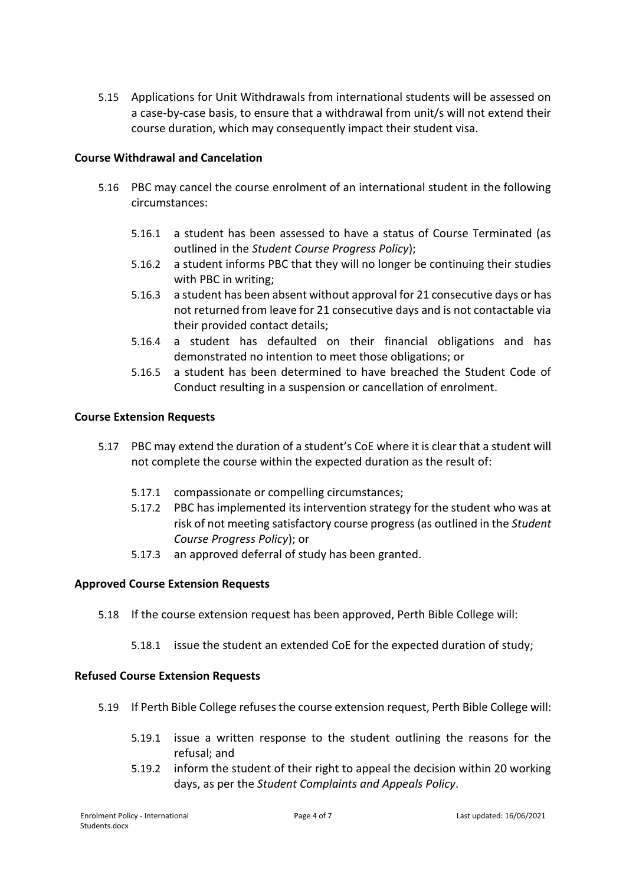5.15 Applications for Unit Withdrawals from international students will be assessed on a case-by-case basis, to ensure that a withdrawal from unit/s will not extend their course duration, which may consequently impact their student visa.

**Course Withdrawal and Cancelation**

5.16 PBC may cancel the course enrolment of an international student in the following circumstances:

- 5.16.1 a student has been assessed to have a status of Course Terminated (as outlined in the *Student Course Progress Policy*);
- 5.16.2 a student informs PBC that they will no longer be continuing their studies with PBC in writing;
- 5.16.3 a student has been absent without approval for 21 consecutive days or has not returned from leave for 21 consecutive days and is not contactable via their provided contact details;
- 5.16.4 a student has defaulted on their financial obligations and has demonstrated no intention to meet those obligations; or
- 5.16.5 a student has been determined to have breached the Student Code of Conduct resulting in a suspension or cancellation of enrolment.

**Course Extension Requests**

5.17 PBC may extend the duration of a student's CoE where it is clear that a student will not complete the course within the expected duration as the result of:

- 5.17.1 compassionate or compelling circumstances;
- 5.17.2 PBC has implemented its intervention strategy for the student who was at risk of not meeting satisfactory course progress (as outlined in the *Student Course Progress Policy*); or
- 5.17.3 an approved deferral of study has been granted.

**Approved Course Extension Requests**

5.18 If the course extension request has been approved, Perth Bible College will:

- 5.18.1 issue the student an extended CoE for the expected duration of study;

**Refused Course Extension Requests**

5.19 If Perth Bible College refuses the course extension request, Perth Bible College will:

- 5.19.1 issue a written response to the student outlining the reasons for the refusal; and
- 5.19.2 inform the student of their right to appeal the decision within 20 working days, as per the *Student Complaints and Appeals Policy*.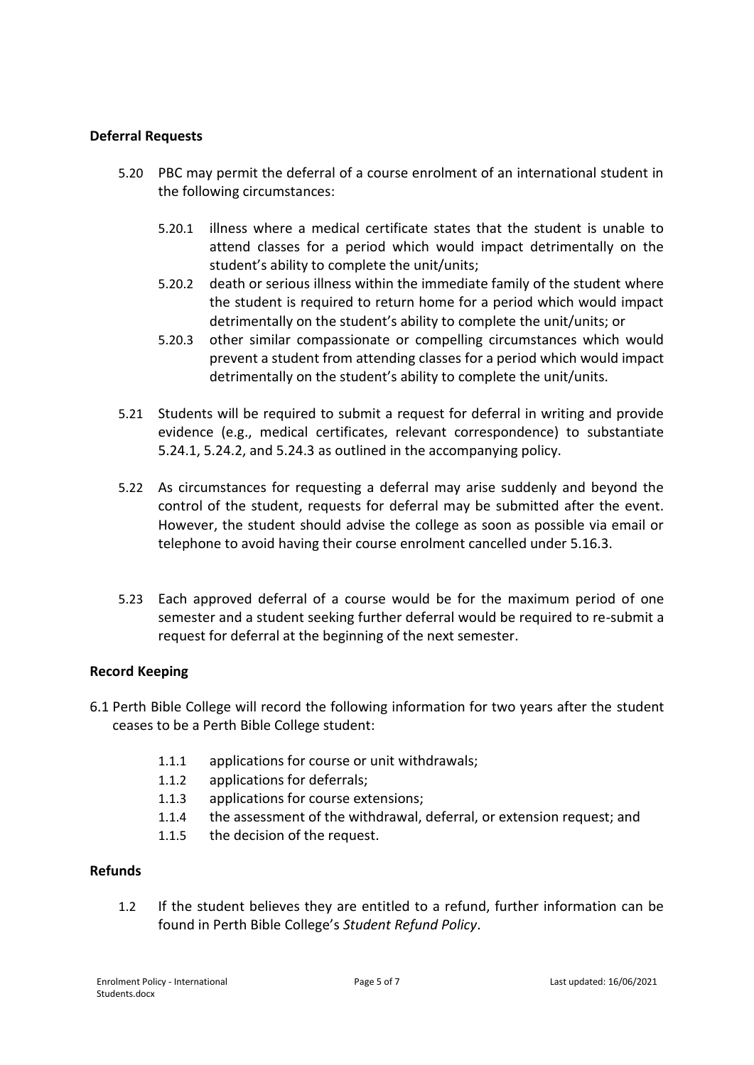**Deferral Requests**

5.20 PBC may permit the deferral of a course enrolment of an international student in the following circumstances:

5.20.1 illness where a medical certificate states that the student is unable to attend classes for a period which would impact detrimentally on the student's ability to complete the unit/units;

5.20.2 death or serious illness within the immediate family of the student where the student is required to return home for a period which would impact detrimentally on the student's ability to complete the unit/units; or

5.20.3 other similar compassionate or compelling circumstances which would prevent a student from attending classes for a period which would impact detrimentally on the student's ability to complete the unit/units.

5.21 Students will be required to submit a request for deferral in writing and provide evidence (e.g., medical certificates, relevant correspondence) to substantiate 5.24.1, 5.24.2, and 5.24.3 as outlined in the accompanying policy.

5.22 As circumstances for requesting a deferral may arise suddenly and beyond the control of the student, requests for deferral may be submitted after the event. However, the student should advise the college as soon as possible via email or telephone to avoid having their course enrolment cancelled under 5.16.3.

5.23 Each approved deferral of a course would be for the maximum period of one semester and a student seeking further deferral would be required to re-submit a request for deferral at the beginning of the next semester.

**Record Keeping**

6.1 Perth Bible College will record the following information for two years after the student ceases to be a Perth Bible College student:

1.1.1 applications for course or unit withdrawals;

1.1.2 applications for deferrals;

1.1.3 applications for course extensions;

1.1.4 the assessment of the withdrawal, deferral, or extension request; and

1.1.5 the decision of the request.

**Refunds**

1.2 If the student believes they are entitled to a refund, further information can be found in Perth Bible College's *Student Refund Policy*.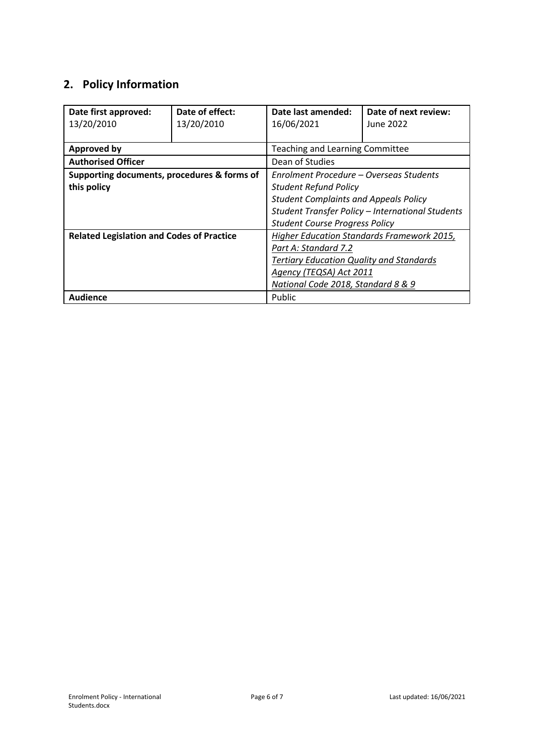## 2. Policy Information

| **Date first approved:** 13/20/2010 | **Date of effect:** 13/20/2010 | **Date last amended:** 16/06/2021 | **Date of next review:** June 2022 |
|---|---|---|---|
| **Approved by** | | Teaching and Learning Committee | |
| **Authorised Officer** | | Dean of Studies | |
| **Supporting documents, procedures & forms of this policy** | | *Enrolment Procedure – Overseas Students*<br>*Student Refund Policy*<br>*Student Complaints and Appeals Policy*<br>*Student Transfer Policy – International Students*<br>*Student Course Progress Policy* | |
| **Related Legislation and Codes of Practice** | | *Higher Education Standards Framework 2015, Part A: Standard 7.2*<br>*Tertiary Education Quality and Standards Agency (TEQSA) Act 2011*<br>*National Code 2018, Standard 8 & 9* | |
| **Audience** | | Public | |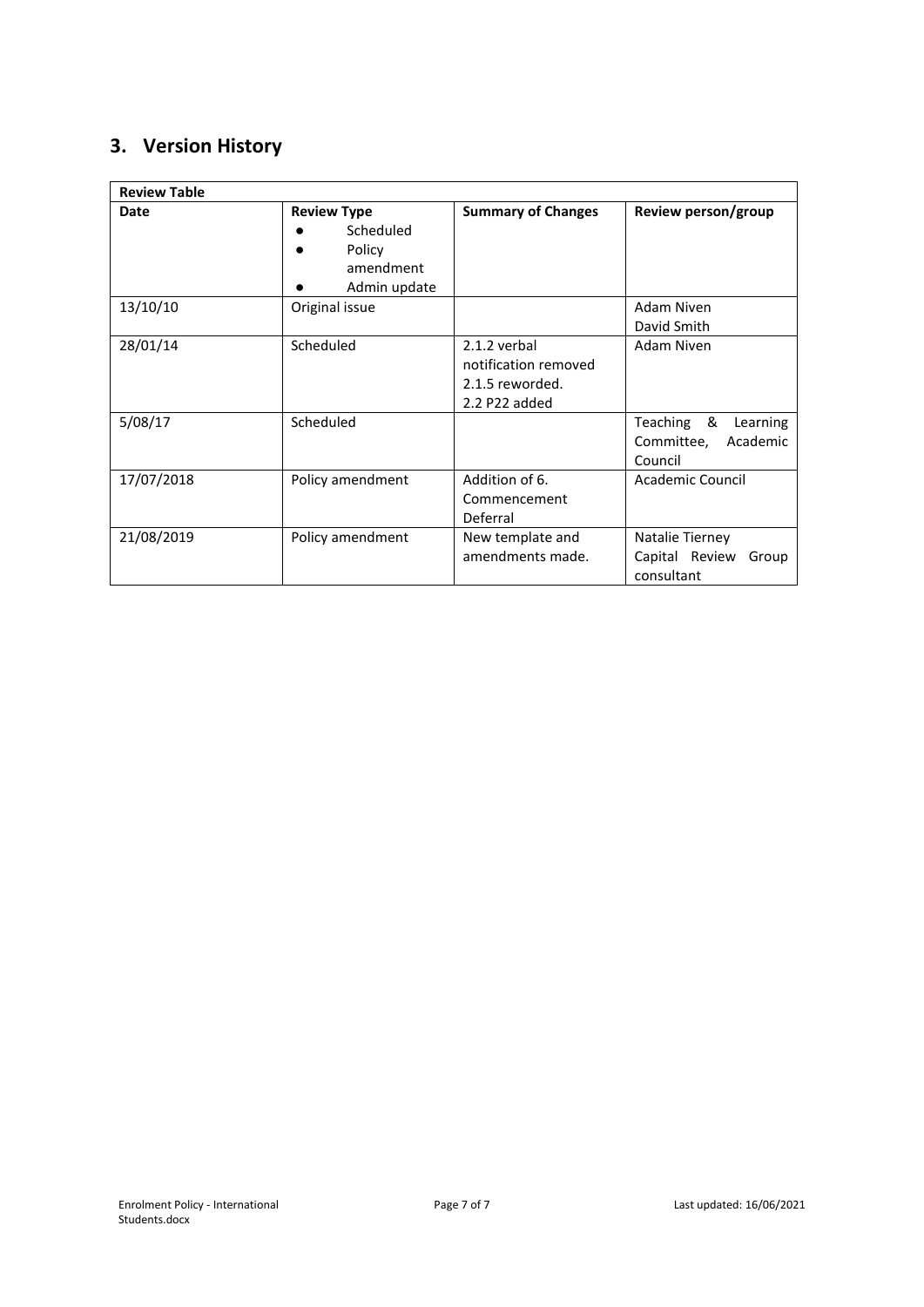## 3. Version History

| Review Table | | | |
|---|---|---|---|
| **Date** | **Review Type**<br>● Scheduled<br>● Policy amendment<br>● Admin update | **Summary of Changes** | **Review person/group** |
| 13/10/10 | Original issue | | Adam Niven<br>David Smith |
| 28/01/14 | Scheduled | 2.1.2 verbal notification removed<br>2.1.5 reworded.<br>2.2 P22 added | Adam Niven |
| 5/08/17 | Scheduled | | Teaching & Learning Committee, Academic Council |
| 17/07/2018 | Policy amendment | Addition of 6. Commencement Deferral | Academic Council |
| 21/08/2019 | Policy amendment | New template and amendments made. | Natalie Tierney<br>Capital Review Group consultant |